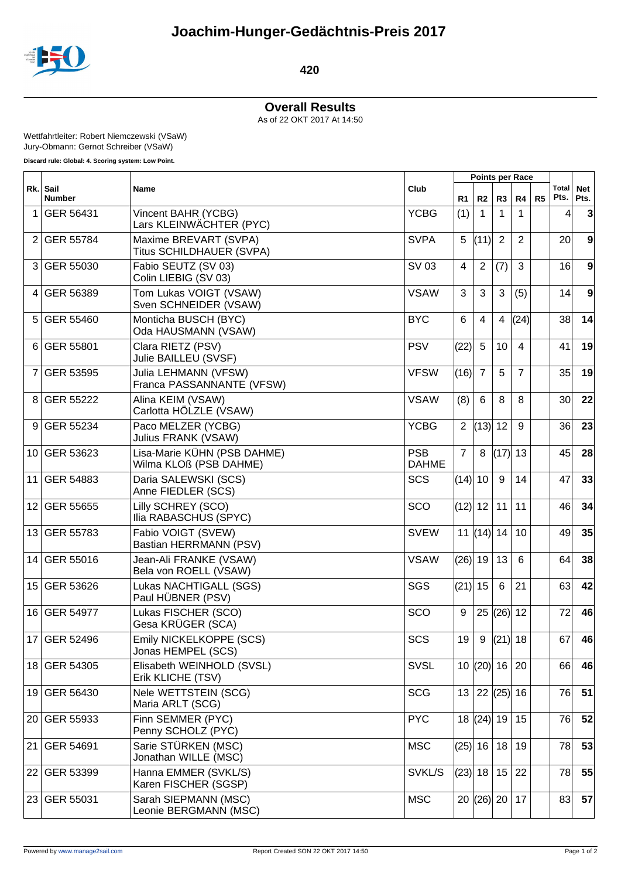# Joachim-Hunger-Gedächtnis-Preis 2017

**420**

## Overall Results

As of 22 OKT 2017 At 14:50

Wettfahrtleiter: Robert Niemczewski (VSaW)
Jury-Obmann: Gernot Schreiber (VSaW)

**Discard rule: Global: 4. Scoring system: Low Point.**

| Rk. | Sail Number | Name | Club | Points per Race | | | | | Total Pts. | Net Pts. |
|---|---|---|---|---|---|---|---|---|---|---|
| | | | | R1 | R2 | R3 | R4 | R5 | | |
| 1 | GER 56431 | Vincent BAHR (YCBG)<br>Lars KLEINWÄCHTER (PYC) | YCBG | (1) | 1 | 1 | 1 | | 4 | **3** |
| 2 | GER 55784 | Maxime BREVART (SVPA)<br>Titus SCHILDHAUER (SVPA) | SVPA | 5 | (11) | 2 | 2 | | 20 | **9** |
| 3 | GER 55030 | Fabio SEUTZ (SV 03)<br>Colin LIEBIG (SV 03) | SV 03 | 4 | 2 | (7) | 3 | | 16 | **9** |
| 4 | GER 56389 | Tom Lukas VOIGT (VSAW)<br>Sven SCHNEIDER (VSAW) | VSAW | 3 | 3 | 3 | (5) | | 14 | **9** |
| 5 | GER 55460 | Monticha BUSCH (BYC)<br>Oda HAUSMANN (VSAW) | BYC | 6 | 4 | 4 | (24) | | 38 | **14** |
| 6 | GER 55801 | Clara RIETZ (PSV)<br>Julie BAILLEU (SVSF) | PSV | (22) | 5 | 10 | 4 | | 41 | **19** |
| 7 | GER 53595 | Julia LEHMANN (VFSW)<br>Franca PASSANNANTE (VFSW) | VFSW | (16) | 7 | 5 | 7 | | 35 | **19** |
| 8 | GER 55222 | Alina KEIM (VSAW)<br>Carlotta HÖLZLE (VSAW) | VSAW | (8) | 6 | 8 | 8 | | 30 | **22** |
| 9 | GER 55234 | Paco MELZER (YCBG)<br>Julius FRANK (VSAW) | YCBG | 2 | (13) | 12 | 9 | | 36 | **23** |
| 10 | GER 53623 | Lisa-Marie KÜHN (PSB DAHME)<br>Wilma KLOß (PSB DAHME) | PSB DAHME | 7 | 8 | (17) | 13 | | 45 | **28** |
| 11 | GER 54883 | Daria SALEWSKI (SCS)<br>Anne FIEDLER (SCS) | SCS | (14) | 10 | 9 | 14 | | 47 | **33** |
| 12 | GER 55655 | Lilly SCHREY (SCO)<br>Ilia RABASCHUS (SPYC) | SCO | (12) | 12 | 11 | 11 | | 46 | **34** |
| 13 | GER 55783 | Fabio VOIGT (SVEW)<br>Bastian HERRMANN (PSV) | SVEW | 11 | (14) | 14 | 10 | | 49 | **35** |
| 14 | GER 55016 | Jean-Ali FRANKE (VSAW)<br>Bela von ROELL (VSAW) | VSAW | (26) | 19 | 13 | 6 | | 64 | **38** |
| 15 | GER 53626 | Lukas NACHTIGALL (SGS)<br>Paul HÜBNER (PSV) | SGS | (21) | 15 | 6 | 21 | | 63 | **42** |
| 16 | GER 54977 | Lukas FISCHER (SCO)<br>Gesa KRÜGER (SCA) | SCO | 9 | 25 | (26) | 12 | | 72 | **46** |
| 17 | GER 52496 | Emily NICKELKOPPE (SCS)<br>Jonas HEMPEL (SCS) | SCS | 19 | 9 | (21) | 18 | | 67 | **46** |
| 18 | GER 54305 | Elisabeth WEINHOLD (SVSL)<br>Erik KLICHE (TSV) | SVSL | 10 | (20) | 16 | 20 | | 66 | **46** |
| 19 | GER 56430 | Nele WETTSTEIN (SCG)<br>Maria ARLT (SCG) | SCG | 13 | 22 | (25) | 16 | | 76 | **51** |
| 20 | GER 55933 | Finn SEMMER (PYC)<br>Penny SCHOLZ (PYC) | PYC | 18 | (24) | 19 | 15 | | 76 | **52** |
| 21 | GER 54691 | Sarie STÜRKEN (MSC)<br>Jonathan WILLE (MSC) | MSC | (25) | 16 | 18 | 19 | | 78 | **53** |
| 22 | GER 53399 | Hanna EMMER (SVKL/S)<br>Karen FISCHER (SGSP) | SVKL/S | (23) | 18 | 15 | 22 | | 78 | **55** |
| 23 | GER 55031 | Sarah SIEPMANN (MSC)<br>Leonie BERGMANN (MSC) | MSC | 20 | (26) | 20 | 17 | | 83 | **57** |

Powered by www.manage2sail.com — Report Created SON 22 OKT 2017 14:50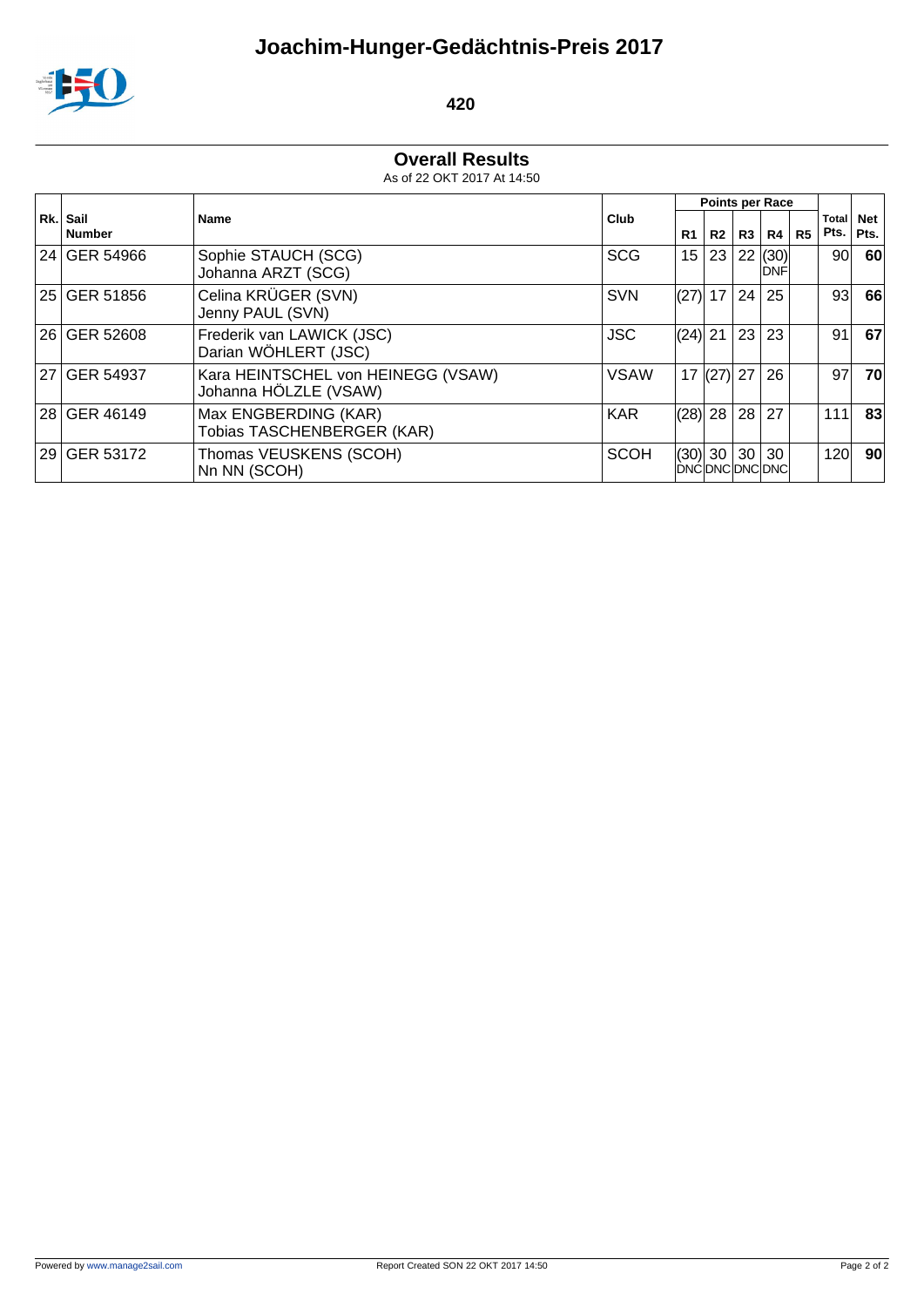# Joachim-Hunger-Gedächtnis-Preis 2017

**420**

## Overall Results

As of 22 OKT 2017 At 14:50

| Rk. | Sail Number | Name | Club | Points per Race R1 | R2 | R3 | R4 | R5 | Total Pts. | Net Pts. |
|---|---|---|---|---|---|---|---|---|---|---|
| 24 | GER 54966 | Sophie STAUCH (SCG)<br>Johanna ARZT (SCG) | SCG | 15 | 23 | 22 | (30) DNF | | 90 | **60** |
| 25 | GER 51856 | Celina KRÜGER (SVN)<br>Jenny PAUL (SVN) | SVN | (27) | 17 | 24 | 25 | | 93 | **66** |
| 26 | GER 52608 | Frederik van LAWICK (JSC)<br>Darian WÖHLERT (JSC) | JSC | (24) | 21 | 23 | 23 | | 91 | **67** |
| 27 | GER 54937 | Kara HEINTSCHEL von HEINEGG (VSAW)<br>Johanna HÖLZLE (VSAW) | VSAW | 17 | (27) | 27 | 26 | | 97 | **70** |
| 28 | GER 46149 | Max ENGBERDING (KAR)<br>Tobias TASCHENBERGER (KAR) | KAR | (28) | 28 | 28 | 27 | | 111 | **83** |
| 29 | GER 53172 | Thomas VEUSKENS (SCOH)<br>Nn NN (SCOH) | SCOH | (30) DNC | 30 DNC | 30 DNC | 30 DNC | | 120 | **90** |

Powered by www.manage2sail.com Report Created SON 22 OKT 2017 14:50